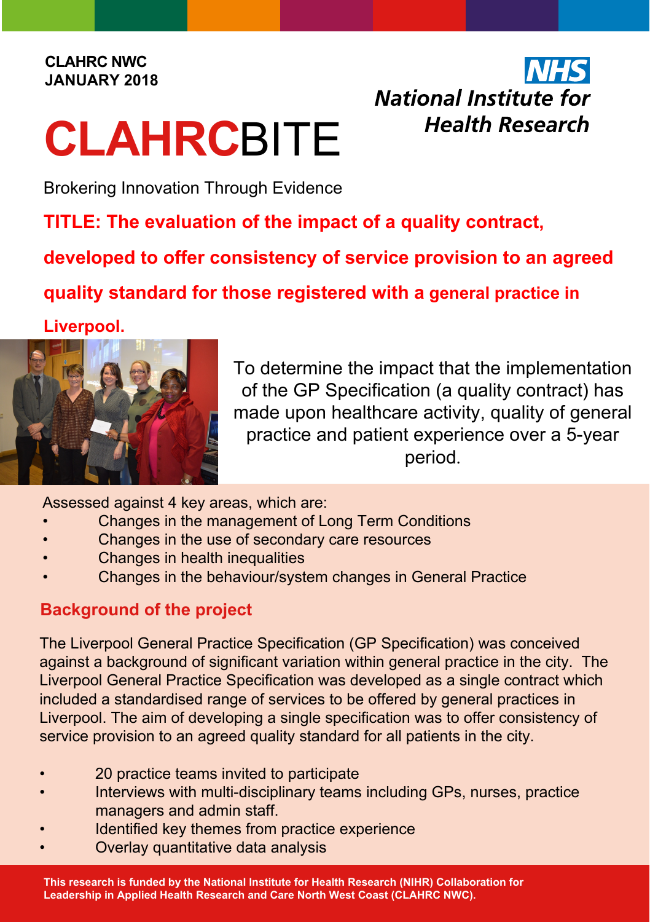CLAHRC NWC
JANUARY 2018

NHS
National Institute for Health Research

# CLAHRCBITE

Brokering Innovation Through Evidence

## TITLE: The evaluation of the impact of a quality contract, developed to offer consistency of service provision to an agreed quality standard for those registered with a general practice in Liverpool.

To determine the impact that the implementation of the GP Specification (a quality contract) has made upon healthcare activity, quality of general practice and patient experience over a 5-year period.

Assessed against 4 key areas, which are:

- Changes in the management of Long Term Conditions
- Changes in the use of secondary care resources
- Changes in health inequalities
- Changes in the behaviour/system changes in General Practice

## Background of the project

The Liverpool General Practice Specification (GP Specification) was conceived against a background of significant variation within general practice in the city. The Liverpool General Practice Specification was developed as a single contract which included a standardised range of services to be offered by general practices in Liverpool. The aim of developing a single specification was to offer consistency of service provision to an agreed quality standard for all patients in the city.

- 20 practice teams invited to participate
- Interviews with multi-disciplinary teams including GPs, nurses, practice managers and admin staff.
- Identified key themes from practice experience
- Overlay quantitative data analysis

**This research is funded by the National Institute for Health Research (NIHR) Collaboration for Leadership in Applied Health Research and Care North West Coast (CLAHRC NWC).**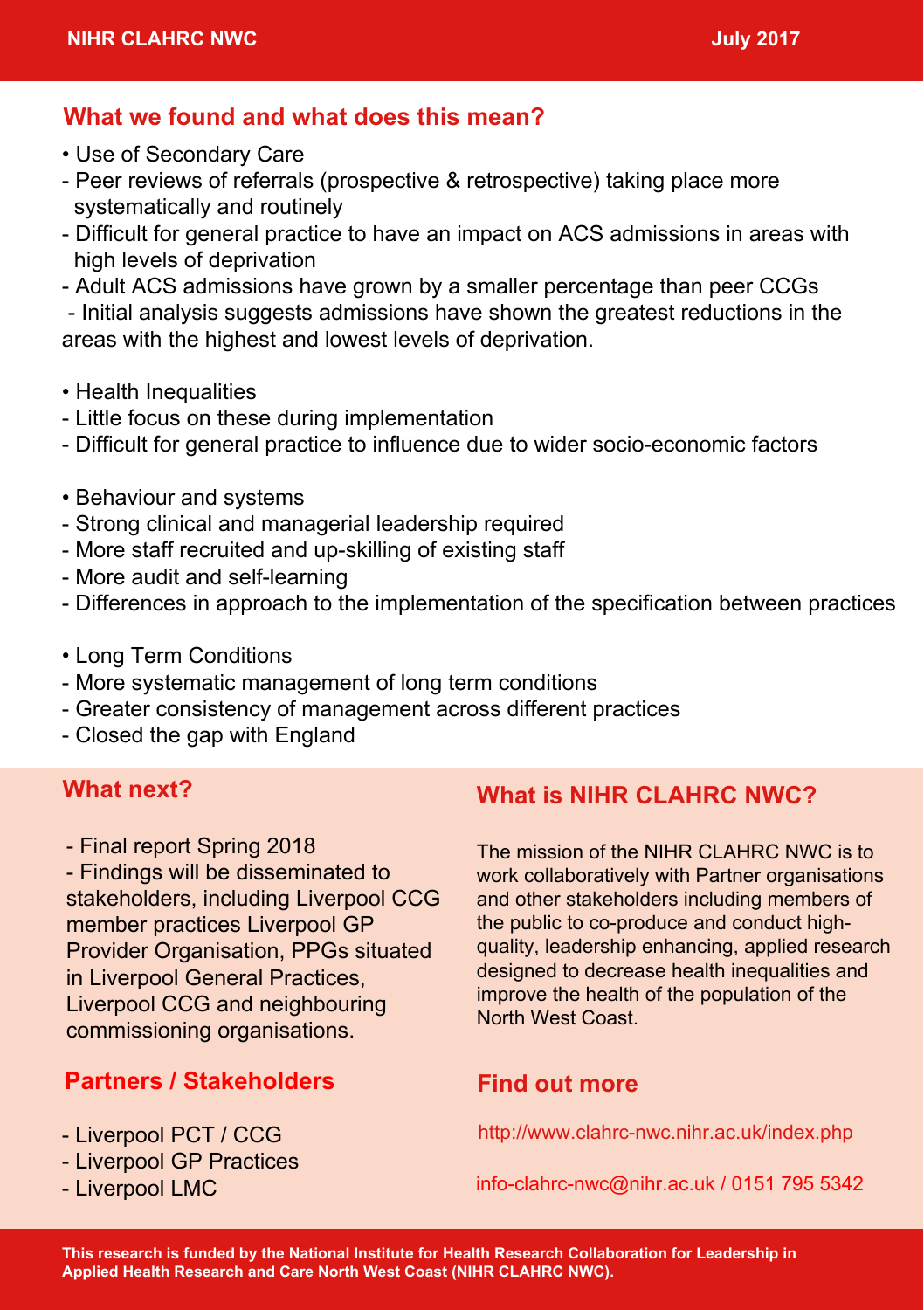## What we found and what does this mean?

- Use of Secondary Care
  - Peer reviews of referrals (prospective & retrospective) taking place more systematically and routinely
  - Difficult for general practice to have an impact on ACS admissions in areas with high levels of deprivation
  - Adult ACS admissions have grown by a smaller percentage than peer CCGs
  - Initial analysis suggests admissions have shown the greatest reductions in the areas with the highest and lowest levels of deprivation.

- Health Inequalities
  - Little focus on these during implementation
  - Difficult for general practice to influence due to wider socio-economic factors

- Behaviour and systems
  - Strong clinical and managerial leadership required
  - More staff recruited and up-skilling of existing staff
  - More audit and self-learning
  - Differences in approach to the implementation of the specification between practices

- Long Term Conditions
  - More systematic management of long term conditions
  - Greater consistency of management across different practices
  - Closed the gap with England

## What next?

- Final report Spring 2018
- Findings will be disseminated to stakeholders, including Liverpool CCG member practices Liverpool GP Provider Organisation, PPGs situated in Liverpool General Practices, Liverpool CCG and neighbouring commissioning organisations.

## Partners / Stakeholders

- Liverpool PCT / CCG
- Liverpool GP Practices
- Liverpool LMC

## What is NIHR CLAHRC NWC?

The mission of the NIHR CLAHRC NWC is to work collaboratively with Partner organisations and other stakeholders including members of the public to co-produce and conduct high-quality, leadership enhancing, applied research designed to decrease health inequalities and improve the health of the population of the North West Coast.

## Find out more

http://www.clahrc-nwc.nihr.ac.uk/index.php

info-clahrc-nwc@nihr.ac.uk / 0151 795 5342

**This research is funded by the National Institute for Health Research Collaboration for Leadership in Applied Health Research and Care North West Coast (NIHR CLAHRC NWC).**